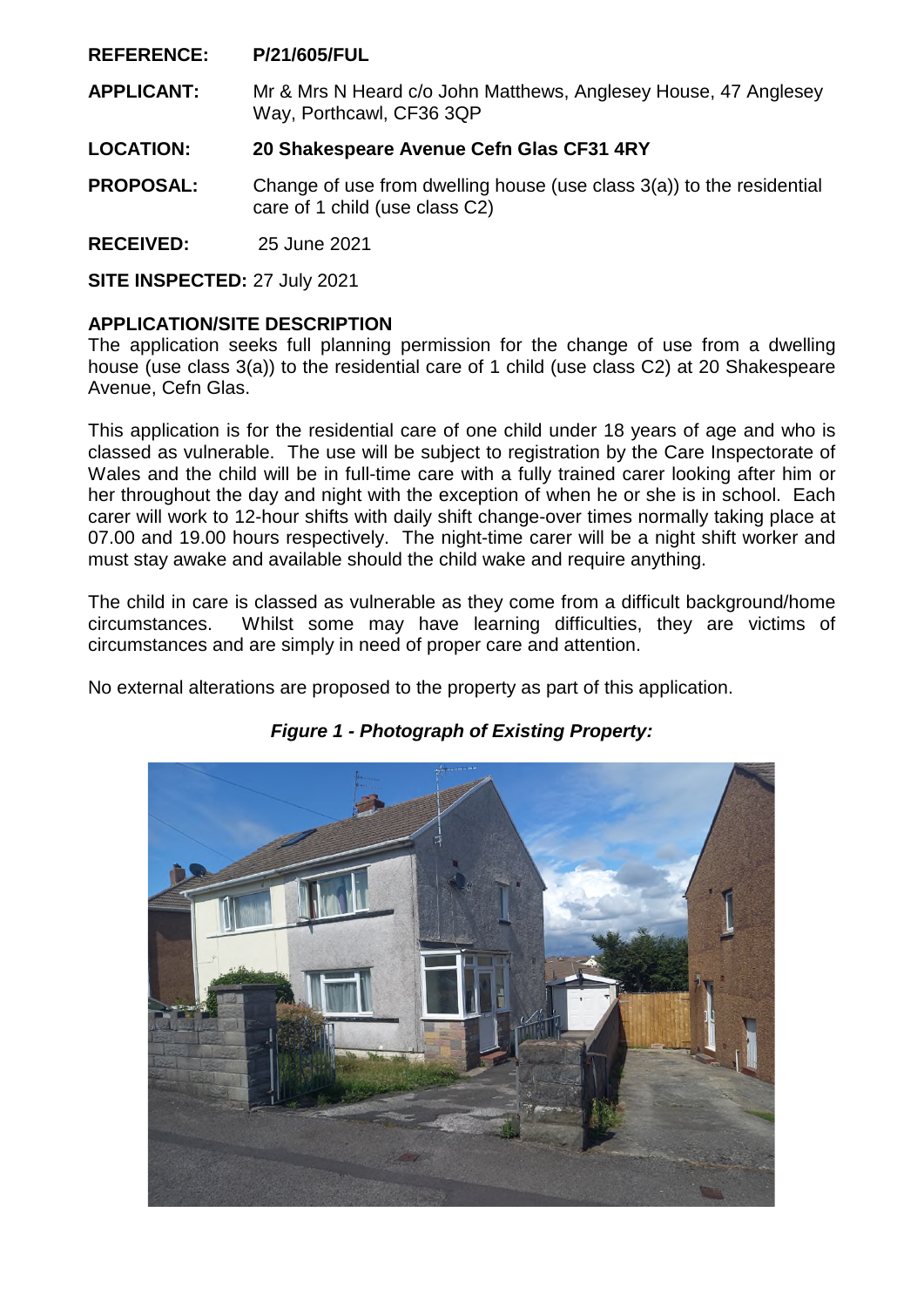**REFERENCE:** **P/21/605/FUL**

**APPLICANT:** Mr & Mrs N Heard c/o John Matthews, Anglesey House, 47 Anglesey Way, Porthcawl, CF36 3QP

**LOCATION:** **20 Shakespeare Avenue Cefn Glas CF31 4RY**

**PROPOSAL:** Change of use from dwelling house (use class 3(a)) to the residential care of 1 child (use class C2)

**RECEIVED:** 25 June 2021

**SITE INSPECTED:** 27 July 2021

**APPLICATION/SITE DESCRIPTION**

The application seeks full planning permission for the change of use from a dwelling house (use class 3(a)) to the residential care of 1 child (use class C2) at 20 Shakespeare Avenue, Cefn Glas.

This application is for the residential care of one child under 18 years of age and who is classed as vulnerable. The use will be subject to registration by the Care Inspectorate of Wales and the child will be in full-time care with a fully trained carer looking after him or her throughout the day and night with the exception of when he or she is in school. Each carer will work to 12-hour shifts with daily shift change-over times normally taking place at 07.00 and 19.00 hours respectively. The night-time carer will be a night shift worker and must stay awake and available should the child wake and require anything.

The child in care is classed as vulnerable as they come from a difficult background/home circumstances. Whilst some may have learning difficulties, they are victims of circumstances and are simply in need of proper care and attention.

No external alterations are proposed to the property as part of this application.

***Figure 1 - Photograph of Existing Property:***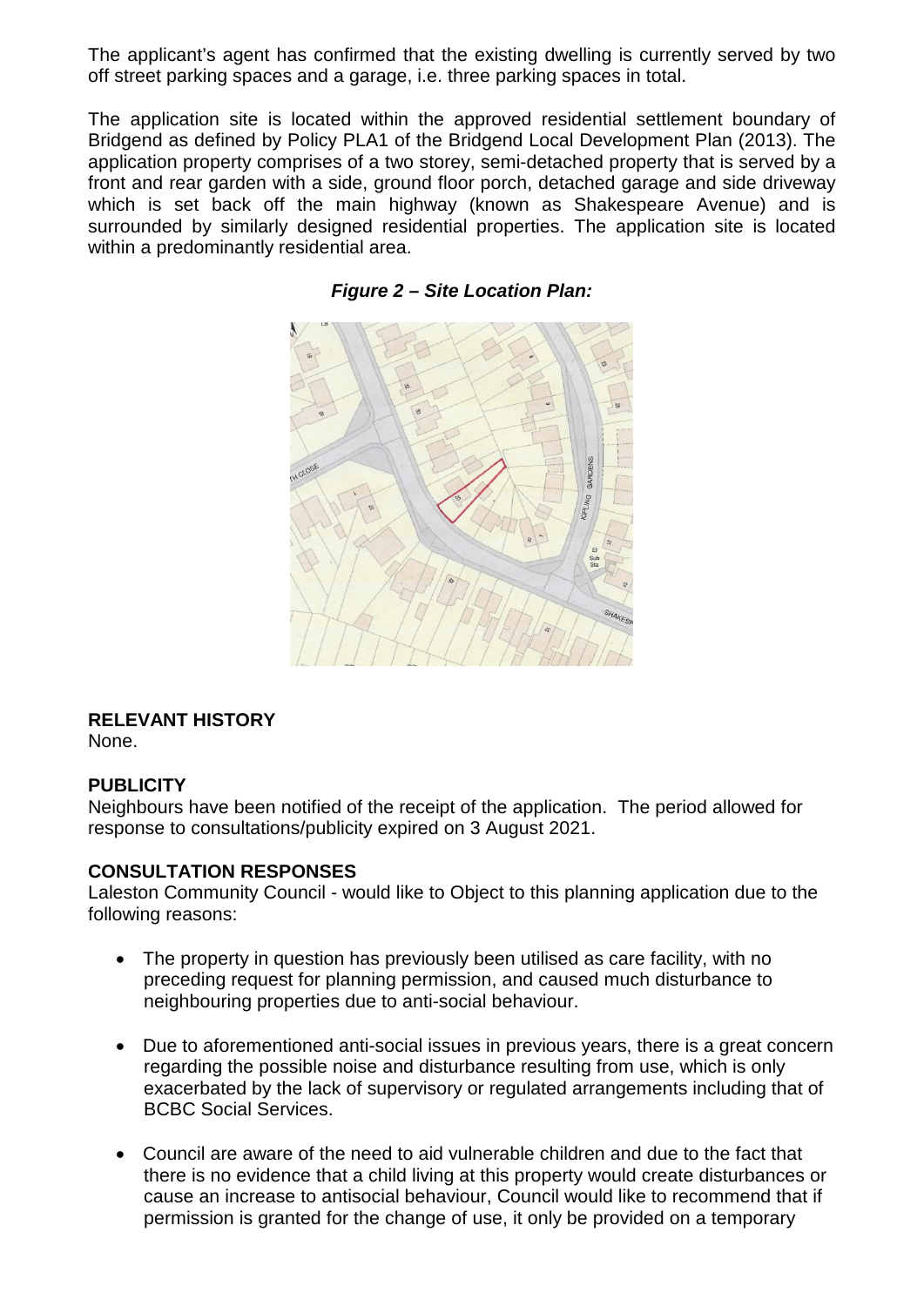The applicant's agent has confirmed that the existing dwelling is currently served by two off street parking spaces and a garage, i.e. three parking spaces in total.

The application site is located within the approved residential settlement boundary of Bridgend as defined by Policy PLA1 of the Bridgend Local Development Plan (2013). The application property comprises of a two storey, semi-detached property that is served by a front and rear garden with a side, ground floor porch, detached garage and side driveway which is set back off the main highway (known as Shakespeare Avenue) and is surrounded by similarly designed residential properties. The application site is located within a predominantly residential area.

***Figure 2 – Site Location Plan:***

## RELEVANT HISTORY

None.

## PUBLICITY

Neighbours have been notified of the receipt of the application. The period allowed for response to consultations/publicity expired on 3 August 2021.

## CONSULTATION RESPONSES

Laleston Community Council - would like to Object to this planning application due to the following reasons:

- The property in question has previously been utilised as care facility, with no preceding request for planning permission, and caused much disturbance to neighbouring properties due to anti-social behaviour.
- Due to aforementioned anti-social issues in previous years, there is a great concern regarding the possible noise and disturbance resulting from use, which is only exacerbated by the lack of supervisory or regulated arrangements including that of BCBC Social Services.
- Council are aware of the need to aid vulnerable children and due to the fact that there is no evidence that a child living at this property would create disturbances or cause an increase to antisocial behaviour, Council would like to recommend that if permission is granted for the change of use, it only be provided on a temporary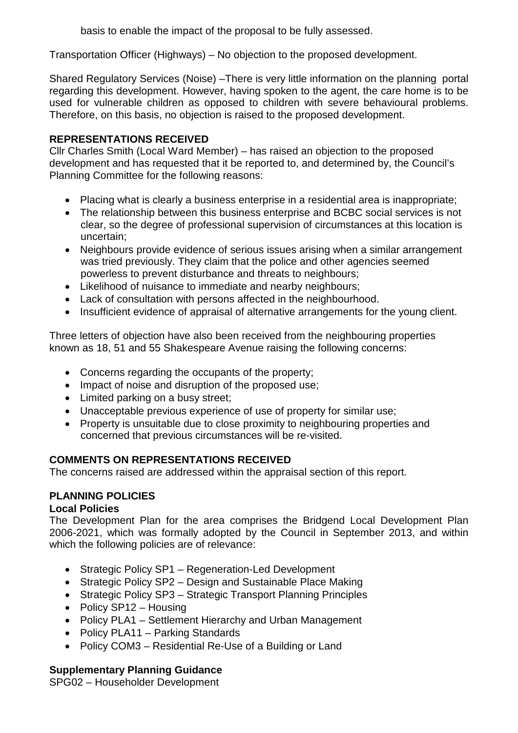basis to enable the impact of the proposal to be fully assessed.

Transportation Officer (Highways) – No objection to the proposed development.

Shared Regulatory Services (Noise) –There is very little information on the planning portal regarding this development. However, having spoken to the agent, the care home is to be used for vulnerable children as opposed to children with severe behavioural problems. Therefore, on this basis, no objection is raised to the proposed development.

## REPRESENTATIONS RECEIVED

Cllr Charles Smith (Local Ward Member) – has raised an objection to the proposed development and has requested that it be reported to, and determined by, the Council's Planning Committee for the following reasons:

- Placing what is clearly a business enterprise in a residential area is inappropriate;
- The relationship between this business enterprise and BCBC social services is not clear, so the degree of professional supervision of circumstances at this location is uncertain;
- Neighbours provide evidence of serious issues arising when a similar arrangement was tried previously. They claim that the police and other agencies seemed powerless to prevent disturbance and threats to neighbours;
- Likelihood of nuisance to immediate and nearby neighbours;
- Lack of consultation with persons affected in the neighbourhood.
- Insufficient evidence of appraisal of alternative arrangements for the young client.

Three letters of objection have also been received from the neighbouring properties known as 18, 51 and 55 Shakespeare Avenue raising the following concerns:

- Concerns regarding the occupants of the property;
- Impact of noise and disruption of the proposed use;
- Limited parking on a busy street;
- Unacceptable previous experience of use of property for similar use;
- Property is unsuitable due to close proximity to neighbouring properties and concerned that previous circumstances will be re-visited.

## COMMENTS ON REPRESENTATIONS RECEIVED

The concerns raised are addressed within the appraisal section of this report.

## PLANNING POLICIES

### Local Policies

The Development Plan for the area comprises the Bridgend Local Development Plan 2006-2021, which was formally adopted by the Council in September 2013, and within which the following policies are of relevance:

- Strategic Policy SP1 – Regeneration-Led Development
- Strategic Policy SP2 – Design and Sustainable Place Making
- Strategic Policy SP3 – Strategic Transport Planning Principles
- Policy SP12 – Housing
- Policy PLA1 – Settlement Hierarchy and Urban Management
- Policy PLA11 – Parking Standards
- Policy COM3 – Residential Re-Use of a Building or Land

### Supplementary Planning Guidance

SPG02 – Householder Development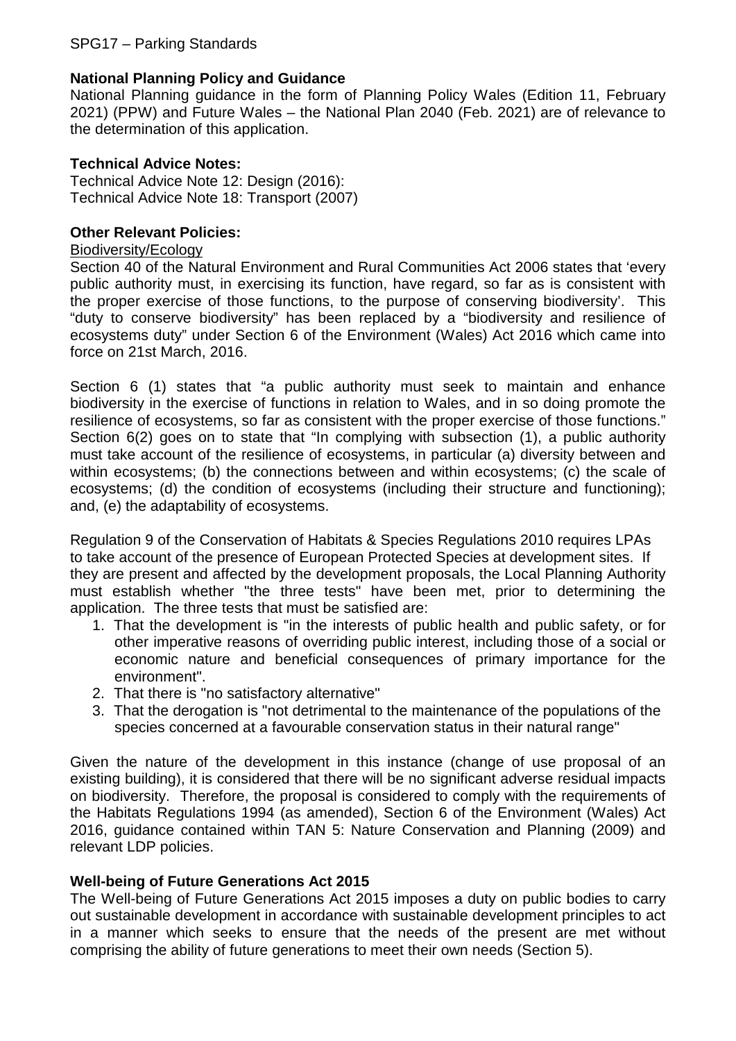SPG17 – Parking Standards

**National Planning Policy and Guidance**

National Planning guidance in the form of Planning Policy Wales (Edition 11, February 2021) (PPW) and Future Wales – the National Plan 2040 (Feb. 2021) are of relevance to the determination of this application.

**Technical Advice Notes:**

Technical Advice Note 12: Design (2016):
Technical Advice Note 18: Transport (2007)

**Other Relevant Policies:**

Biodiversity/Ecology

Section 40 of the Natural Environment and Rural Communities Act 2006 states that 'every public authority must, in exercising its function, have regard, so far as is consistent with the proper exercise of those functions, to the purpose of conserving biodiversity'. This "duty to conserve biodiversity" has been replaced by a "biodiversity and resilience of ecosystems duty" under Section 6 of the Environment (Wales) Act 2016 which came into force on 21st March, 2016.

Section 6 (1) states that "a public authority must seek to maintain and enhance biodiversity in the exercise of functions in relation to Wales, and in so doing promote the resilience of ecosystems, so far as consistent with the proper exercise of those functions." Section 6(2) goes on to state that "In complying with subsection (1), a public authority must take account of the resilience of ecosystems, in particular (a) diversity between and within ecosystems; (b) the connections between and within ecosystems; (c) the scale of ecosystems; (d) the condition of ecosystems (including their structure and functioning); and, (e) the adaptability of ecosystems.

Regulation 9 of the Conservation of Habitats & Species Regulations 2010 requires LPAs to take account of the presence of European Protected Species at development sites. If they are present and affected by the development proposals, the Local Planning Authority must establish whether "the three tests" have been met, prior to determining the application. The three tests that must be satisfied are:

1. That the development is "in the interests of public health and public safety, or for other imperative reasons of overriding public interest, including those of a social or economic nature and beneficial consequences of primary importance for the environment".
2. That there is "no satisfactory alternative"
3. That the derogation is "not detrimental to the maintenance of the populations of the species concerned at a favourable conservation status in their natural range"

Given the nature of the development in this instance (change of use proposal of an existing building), it is considered that there will be no significant adverse residual impacts on biodiversity. Therefore, the proposal is considered to comply with the requirements of the Habitats Regulations 1994 (as amended), Section 6 of the Environment (Wales) Act 2016, guidance contained within TAN 5: Nature Conservation and Planning (2009) and relevant LDP policies.

**Well-being of Future Generations Act 2015**

The Well-being of Future Generations Act 2015 imposes a duty on public bodies to carry out sustainable development in accordance with sustainable development principles to act in a manner which seeks to ensure that the needs of the present are met without comprising the ability of future generations to meet their own needs (Section 5).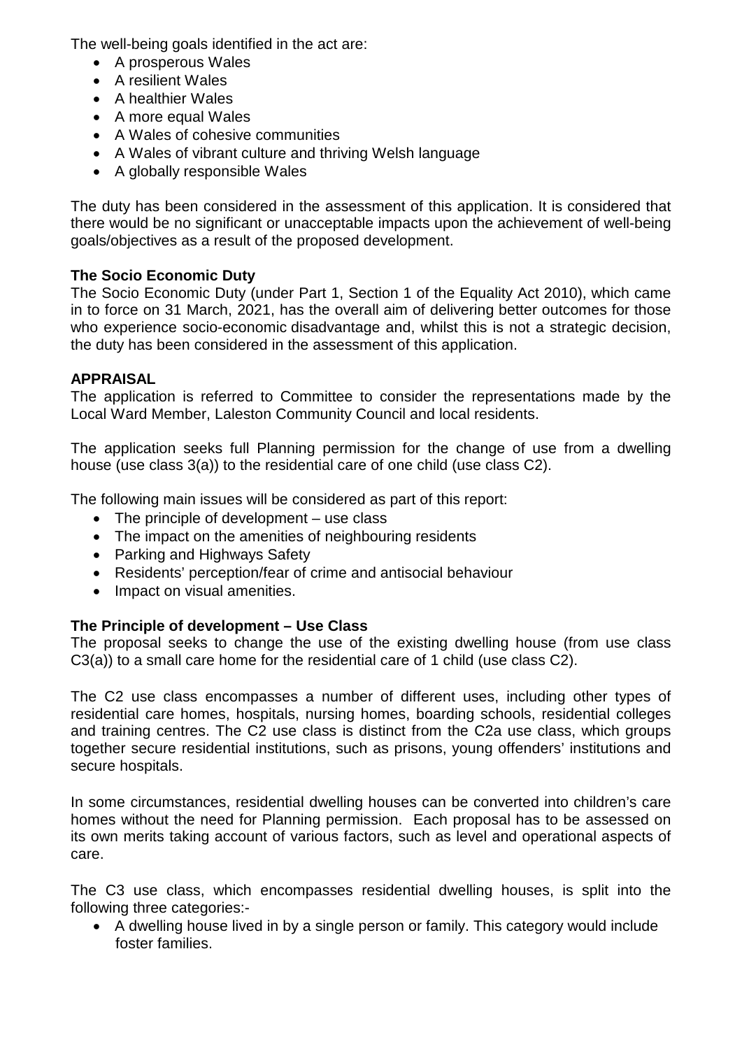The well-being goals identified in the act are:

- A prosperous Wales
- A resilient Wales
- A healthier Wales
- A more equal Wales
- A Wales of cohesive communities
- A Wales of vibrant culture and thriving Welsh language
- A globally responsible Wales

The duty has been considered in the assessment of this application. It is considered that there would be no significant or unacceptable impacts upon the achievement of well-being goals/objectives as a result of the proposed development.

**The Socio Economic Duty**

The Socio Economic Duty (under Part 1, Section 1 of the Equality Act 2010), which came in to force on 31 March, 2021, has the overall aim of delivering better outcomes for those who experience socio-economic disadvantage and, whilst this is not a strategic decision, the duty has been considered in the assessment of this application.

**APPRAISAL**

The application is referred to Committee to consider the representations made by the Local Ward Member, Laleston Community Council and local residents.

The application seeks full Planning permission for the change of use from a dwelling house (use class 3(a)) to the residential care of one child (use class C2).

The following main issues will be considered as part of this report:

- The principle of development – use class
- The impact on the amenities of neighbouring residents
- Parking and Highways Safety
- Residents' perception/fear of crime and antisocial behaviour
- Impact on visual amenities.

**The Principle of development – Use Class**

The proposal seeks to change the use of the existing dwelling house (from use class C3(a)) to a small care home for the residential care of 1 child (use class C2).

The C2 use class encompasses a number of different uses, including other types of residential care homes, hospitals, nursing homes, boarding schools, residential colleges and training centres. The C2 use class is distinct from the C2a use class, which groups together secure residential institutions, such as prisons, young offenders' institutions and secure hospitals.

In some circumstances, residential dwelling houses can be converted into children's care homes without the need for Planning permission. Each proposal has to be assessed on its own merits taking account of various factors, such as level and operational aspects of care.

The C3 use class, which encompasses residential dwelling houses, is split into the following three categories:-

- A dwelling house lived in by a single person or family. This category would include foster families.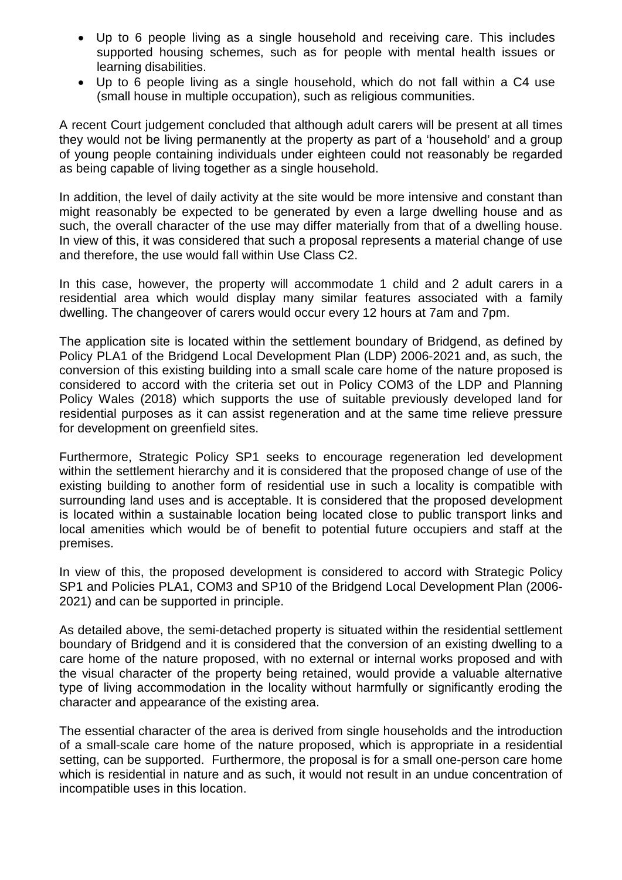- Up to 6 people living as a single household and receiving care. This includes supported housing schemes, such as for people with mental health issues or learning disabilities.
- Up to 6 people living as a single household, which do not fall within a C4 use (small house in multiple occupation), such as religious communities.

A recent Court judgement concluded that although adult carers will be present at all times they would not be living permanently at the property as part of a 'household' and a group of young people containing individuals under eighteen could not reasonably be regarded as being capable of living together as a single household.

In addition, the level of daily activity at the site would be more intensive and constant than might reasonably be expected to be generated by even a large dwelling house and as such, the overall character of the use may differ materially from that of a dwelling house. In view of this, it was considered that such a proposal represents a material change of use and therefore, the use would fall within Use Class C2.

In this case, however, the property will accommodate 1 child and 2 adult carers in a residential area which would display many similar features associated with a family dwelling. The changeover of carers would occur every 12 hours at 7am and 7pm.

The application site is located within the settlement boundary of Bridgend, as defined by Policy PLA1 of the Bridgend Local Development Plan (LDP) 2006-2021 and, as such, the conversion of this existing building into a small scale care home of the nature proposed is considered to accord with the criteria set out in Policy COM3 of the LDP and Planning Policy Wales (2018) which supports the use of suitable previously developed land for residential purposes as it can assist regeneration and at the same time relieve pressure for development on greenfield sites.

Furthermore, Strategic Policy SP1 seeks to encourage regeneration led development within the settlement hierarchy and it is considered that the proposed change of use of the existing building to another form of residential use in such a locality is compatible with surrounding land uses and is acceptable. It is considered that the proposed development is located within a sustainable location being located close to public transport links and local amenities which would be of benefit to potential future occupiers and staff at the premises.

In view of this, the proposed development is considered to accord with Strategic Policy SP1 and Policies PLA1, COM3 and SP10 of the Bridgend Local Development Plan (2006-2021) and can be supported in principle.

As detailed above, the semi-detached property is situated within the residential settlement boundary of Bridgend and it is considered that the conversion of an existing dwelling to a care home of the nature proposed, with no external or internal works proposed and with the visual character of the property being retained, would provide a valuable alternative type of living accommodation in the locality without harmfully or significantly eroding the character and appearance of the existing area.

The essential character of the area is derived from single households and the introduction of a small-scale care home of the nature proposed, which is appropriate in a residential setting, can be supported. Furthermore, the proposal is for a small one-person care home which is residential in nature and as such, it would not result in an undue concentration of incompatible uses in this location.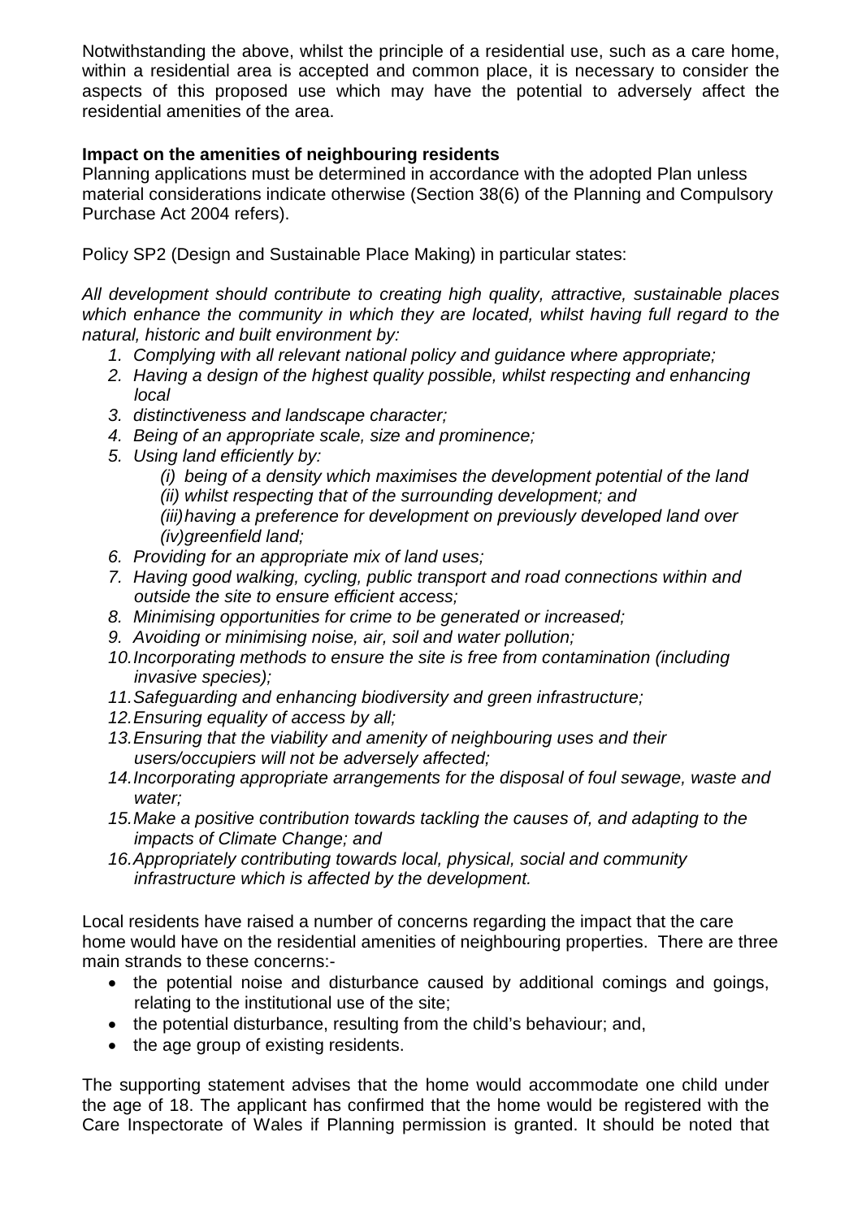Notwithstanding the above, whilst the principle of a residential use, such as a care home, within a residential area is accepted and common place, it is necessary to consider the aspects of this proposed use which may have the potential to adversely affect the residential amenities of the area.

**Impact on the amenities of neighbouring residents**

Planning applications must be determined in accordance with the adopted Plan unless material considerations indicate otherwise (Section 38(6) of the Planning and Compulsory Purchase Act 2004 refers).

Policy SP2 (Design and Sustainable Place Making) in particular states:

*All development should contribute to creating high quality, attractive, sustainable places which enhance the community in which they are located, whilst having full regard to the natural, historic and built environment by:*

1. *Complying with all relevant national policy and guidance where appropriate;*
2. *Having a design of the highest quality possible, whilst respecting and enhancing local*
3. *distinctiveness and landscape character;*
4. *Being of an appropriate scale, size and prominence;*
5. *Using land efficiently by:*
   - *(i) being of a density which maximises the development potential of the land*
   - *(ii) whilst respecting that of the surrounding development; and*
   - *(iii) having a preference for development on previously developed land over*
   - *(iv) greenfield land;*
6. *Providing for an appropriate mix of land uses;*
7. *Having good walking, cycling, public transport and road connections within and outside the site to ensure efficient access;*
8. *Minimising opportunities for crime to be generated or increased;*
9. *Avoiding or minimising noise, air, soil and water pollution;*
10. *Incorporating methods to ensure the site is free from contamination (including invasive species);*
11. *Safeguarding and enhancing biodiversity and green infrastructure;*
12. *Ensuring equality of access by all;*
13. *Ensuring that the viability and amenity of neighbouring uses and their users/occupiers will not be adversely affected;*
14. *Incorporating appropriate arrangements for the disposal of foul sewage, waste and water;*
15. *Make a positive contribution towards tackling the causes of, and adapting to the impacts of Climate Change; and*
16. *Appropriately contributing towards local, physical, social and community infrastructure which is affected by the development.*

Local residents have raised a number of concerns regarding the impact that the care home would have on the residential amenities of neighbouring properties. There are three main strands to these concerns:-

- the potential noise and disturbance caused by additional comings and goings, relating to the institutional use of the site;
- the potential disturbance, resulting from the child's behaviour; and,
- the age group of existing residents.

The supporting statement advises that the home would accommodate one child under the age of 18. The applicant has confirmed that the home would be registered with the Care Inspectorate of Wales if Planning permission is granted. It should be noted that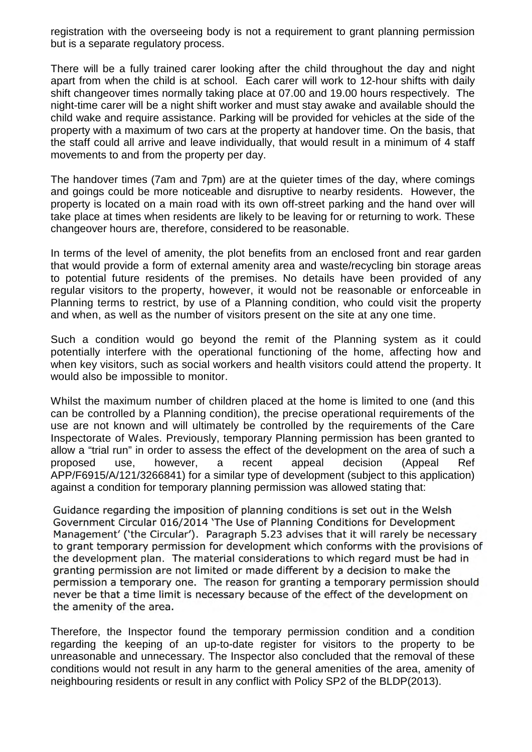registration with the overseeing body is not a requirement to grant planning permission but is a separate regulatory process.

There will be a fully trained carer looking after the child throughout the day and night apart from when the child is at school. Each carer will work to 12-hour shifts with daily shift changeover times normally taking place at 07.00 and 19.00 hours respectively. The night-time carer will be a night shift worker and must stay awake and available should the child wake and require assistance. Parking will be provided for vehicles at the side of the property with a maximum of two cars at the property at handover time. On the basis, that the staff could all arrive and leave individually, that would result in a minimum of 4 staff movements to and from the property per day.

The handover times (7am and 7pm) are at the quieter times of the day, where comings and goings could be more noticeable and disruptive to nearby residents. However, the property is located on a main road with its own off-street parking and the hand over will take place at times when residents are likely to be leaving for or returning to work. These changeover hours are, therefore, considered to be reasonable.

In terms of the level of amenity, the plot benefits from an enclosed front and rear garden that would provide a form of external amenity area and waste/recycling bin storage areas to potential future residents of the premises. No details have been provided of any regular visitors to the property, however, it would not be reasonable or enforceable in Planning terms to restrict, by use of a Planning condition, who could visit the property and when, as well as the number of visitors present on the site at any one time.

Such a condition would go beyond the remit of the Planning system as it could potentially interfere with the operational functioning of the home, affecting how and when key visitors, such as social workers and health visitors could attend the property. It would also be impossible to monitor.

Whilst the maximum number of children placed at the home is limited to one (and this can be controlled by a Planning condition), the precise operational requirements of the use are not known and will ultimately be controlled by the requirements of the Care Inspectorate of Wales. Previously, temporary Planning permission has been granted to allow a "trial run" in order to assess the effect of the development on the area of such a proposed use, however, a recent appeal decision (Appeal Ref APP/F6915/A/121/3266841) for a similar type of development (subject to this application) against a condition for temporary planning permission was allowed stating that:

> Guidance regarding the imposition of planning conditions is set out in the Welsh Government Circular 016/2014 'The Use of Planning Conditions for Development Management' ('the Circular'). Paragraph 5.23 advises that it will rarely be necessary to grant temporary permission for development which conforms with the provisions of the development plan. The material considerations to which regard must be had in granting permission are not limited or made different by a decision to make the permission a temporary one. The reason for granting a temporary permission should never be that a time limit is necessary because of the effect of the development on the amenity of the area.

Therefore, the Inspector found the temporary permission condition and a condition regarding the keeping of an up-to-date register for visitors to the property to be unreasonable and unnecessary. The Inspector also concluded that the removal of these conditions would not result in any harm to the general amenities of the area, amenity of neighbouring residents or result in any conflict with Policy SP2 of the BLDP(2013).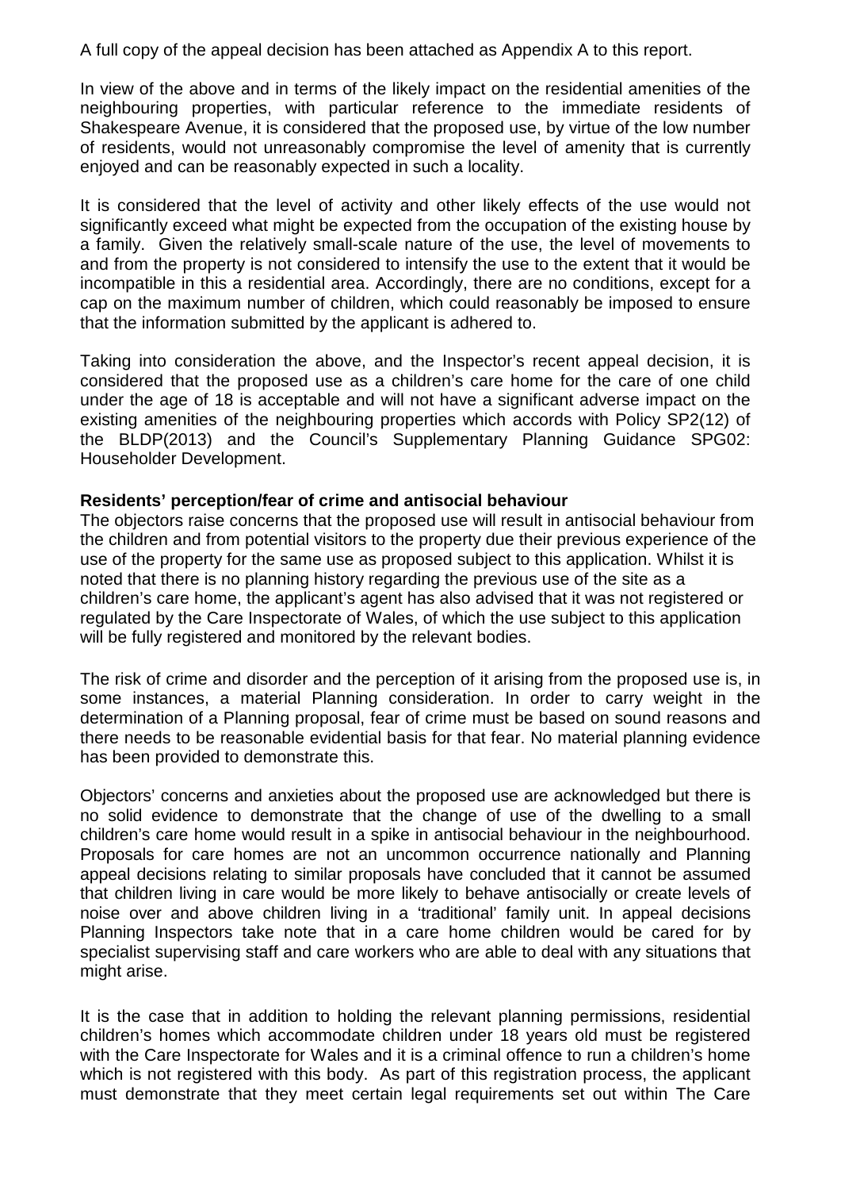A full copy of the appeal decision has been attached as Appendix A to this report.

In view of the above and in terms of the likely impact on the residential amenities of the neighbouring properties, with particular reference to the immediate residents of Shakespeare Avenue, it is considered that the proposed use, by virtue of the low number of residents, would not unreasonably compromise the level of amenity that is currently enjoyed and can be reasonably expected in such a locality.

It is considered that the level of activity and other likely effects of the use would not significantly exceed what might be expected from the occupation of the existing house by a family. Given the relatively small-scale nature of the use, the level of movements to and from the property is not considered to intensify the use to the extent that it would be incompatible in this a residential area. Accordingly, there are no conditions, except for a cap on the maximum number of children, which could reasonably be imposed to ensure that the information submitted by the applicant is adhered to.

Taking into consideration the above, and the Inspector's recent appeal decision, it is considered that the proposed use as a children's care home for the care of one child under the age of 18 is acceptable and will not have a significant adverse impact on the existing amenities of the neighbouring properties which accords with Policy SP2(12) of the BLDP(2013) and the Council's Supplementary Planning Guidance SPG02: Householder Development.

**Residents' perception/fear of crime and antisocial behaviour**

The objectors raise concerns that the proposed use will result in antisocial behaviour from the children and from potential visitors to the property due their previous experience of the use of the property for the same use as proposed subject to this application. Whilst it is noted that there is no planning history regarding the previous use of the site as a children's care home, the applicant's agent has also advised that it was not registered or regulated by the Care Inspectorate of Wales, of which the use subject to this application will be fully registered and monitored by the relevant bodies.

The risk of crime and disorder and the perception of it arising from the proposed use is, in some instances, a material Planning consideration. In order to carry weight in the determination of a Planning proposal, fear of crime must be based on sound reasons and there needs to be reasonable evidential basis for that fear. No material planning evidence has been provided to demonstrate this.

Objectors' concerns and anxieties about the proposed use are acknowledged but there is no solid evidence to demonstrate that the change of use of the dwelling to a small children's care home would result in a spike in antisocial behaviour in the neighbourhood. Proposals for care homes are not an uncommon occurrence nationally and Planning appeal decisions relating to similar proposals have concluded that it cannot be assumed that children living in care would be more likely to behave antisocially or create levels of noise over and above children living in a 'traditional' family unit. In appeal decisions Planning Inspectors take note that in a care home children would be cared for by specialist supervising staff and care workers who are able to deal with any situations that might arise.

It is the case that in addition to holding the relevant planning permissions, residential children's homes which accommodate children under 18 years old must be registered with the Care Inspectorate for Wales and it is a criminal offence to run a children's home which is not registered with this body. As part of this registration process, the applicant must demonstrate that they meet certain legal requirements set out within The Care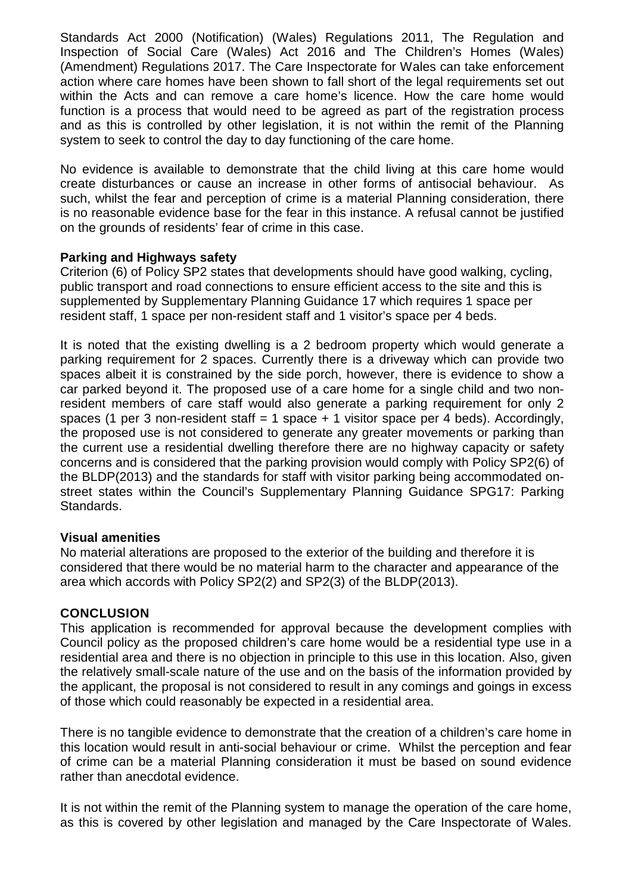Standards Act 2000 (Notification) (Wales) Regulations 2011, The Regulation and Inspection of Social Care (Wales) Act 2016 and The Children's Homes (Wales) (Amendment) Regulations 2017. The Care Inspectorate for Wales can take enforcement action where care homes have been shown to fall short of the legal requirements set out within the Acts and can remove a care home's licence. How the care home would function is a process that would need to be agreed as part of the registration process and as this is controlled by other legislation, it is not within the remit of the Planning system to seek to control the day to day functioning of the care home.

No evidence is available to demonstrate that the child living at this care home would create disturbances or cause an increase in other forms of antisocial behaviour. As such, whilst the fear and perception of crime is a material Planning consideration, there is no reasonable evidence base for the fear in this instance. A refusal cannot be justified on the grounds of residents' fear of crime in this case.

**Parking and Highways safety**

Criterion (6) of Policy SP2 states that developments should have good walking, cycling, public transport and road connections to ensure efficient access to the site and this is supplemented by Supplementary Planning Guidance 17 which requires 1 space per resident staff, 1 space per non-resident staff and 1 visitor's space per 4 beds.

It is noted that the existing dwelling is a 2 bedroom property which would generate a parking requirement for 2 spaces. Currently there is a driveway which can provide two spaces albeit it is constrained by the side porch, however, there is evidence to show a car parked beyond it. The proposed use of a care home for a single child and two non-resident members of care staff would also generate a parking requirement for only 2 spaces (1 per 3 non-resident staff = 1 space + 1 visitor space per 4 beds). Accordingly, the proposed use is not considered to generate any greater movements or parking than the current use a residential dwelling therefore there are no highway capacity or safety concerns and is considered that the parking provision would comply with Policy SP2(6) of the BLDP(2013) and the standards for staff with visitor parking being accommodated on-street states within the Council's Supplementary Planning Guidance SPG17: Parking Standards.

**Visual amenities**

No material alterations are proposed to the exterior of the building and therefore it is considered that there would be no material harm to the character and appearance of the area which accords with Policy SP2(2) and SP2(3) of the BLDP(2013).

**CONCLUSION**

This application is recommended for approval because the development complies with Council policy as the proposed children's care home would be a residential type use in a residential area and there is no objection in principle to this use in this location. Also, given the relatively small-scale nature of the use and on the basis of the information provided by the applicant, the proposal is not considered to result in any comings and goings in excess of those which could reasonably be expected in a residential area.

There is no tangible evidence to demonstrate that the creation of a children's care home in this location would result in anti-social behaviour or crime. Whilst the perception and fear of crime can be a material Planning consideration it must be based on sound evidence rather than anecdotal evidence.

It is not within the remit of the Planning system to manage the operation of the care home, as this is covered by other legislation and managed by the Care Inspectorate of Wales.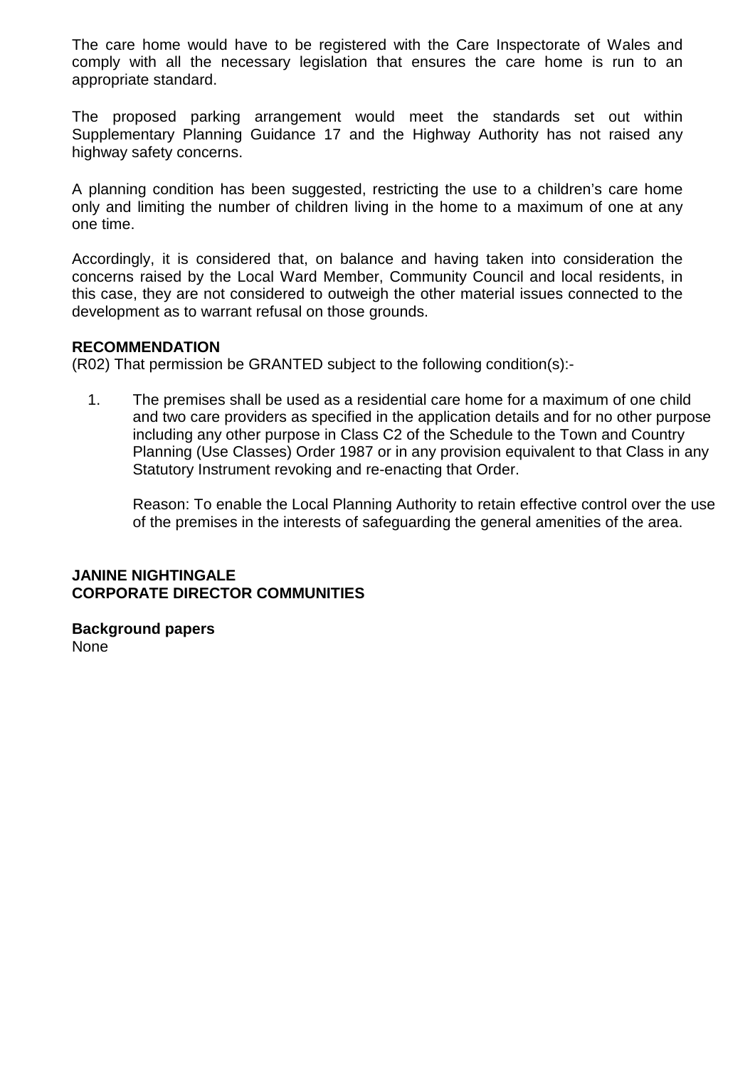The care home would have to be registered with the Care Inspectorate of Wales and comply with all the necessary legislation that ensures the care home is run to an appropriate standard.

The proposed parking arrangement would meet the standards set out within Supplementary Planning Guidance 17 and the Highway Authority has not raised any highway safety concerns.

A planning condition has been suggested, restricting the use to a children's care home only and limiting the number of children living in the home to a maximum of one at any one time.

Accordingly, it is considered that, on balance and having taken into consideration the concerns raised by the Local Ward Member, Community Council and local residents, in this case, they are not considered to outweigh the other material issues connected to the development as to warrant refusal on those grounds.

**RECOMMENDATION**

(R02) That permission be GRANTED subject to the following condition(s):-

1. The premises shall be used as a residential care home for a maximum of one child and two care providers as specified in the application details and for no other purpose including any other purpose in Class C2 of the Schedule to the Town and Country Planning (Use Classes) Order 1987 or in any provision equivalent to that Class in any Statutory Instrument revoking and re-enacting that Order.

   Reason: To enable the Local Planning Authority to retain effective control over the use of the premises in the interests of safeguarding the general amenities of the area.

**JANINE NIGHTINGALE**
**CORPORATE DIRECTOR COMMUNITIES**

**Background papers**
None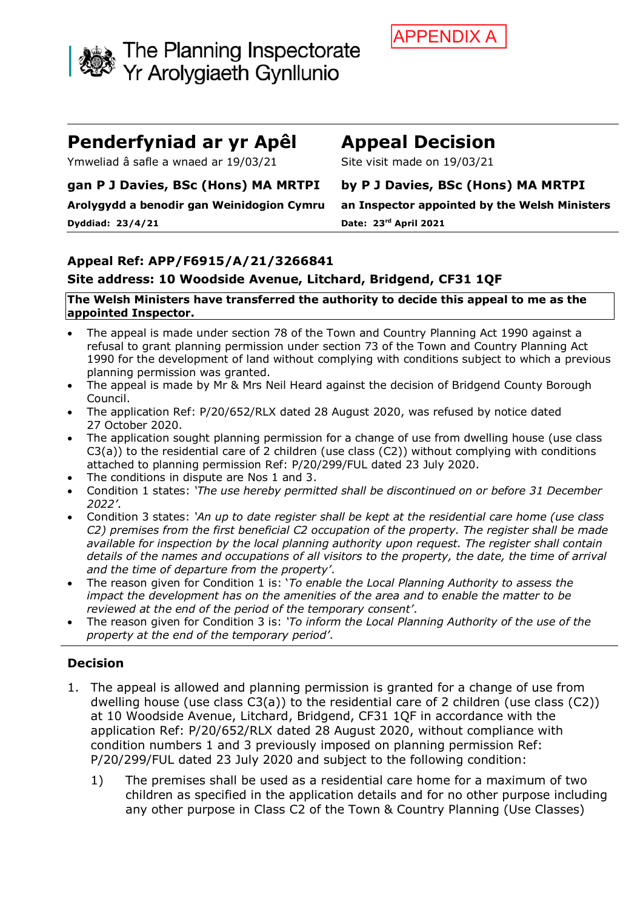APPENDIX A

The Planning Inspectorate
Yr Arolygiaeth Gynllunio

| **Penderfyniad ar yr Apêl** | **Appeal Decision** |
|---|---|
| Ymweliad â safle a wnaed ar 19/03/21 | Site visit made on 19/03/21 |
| **gan P J Davies, BSc (Hons) MA MRTPI** | **by P J Davies, BSc (Hons) MA MRTPI** |
| **Arolygydd a benodir gan Weinidogion Cymru** | **an Inspector appointed by the Welsh Ministers** |
| **Dyddiad: 23/4/21** | **Date: 23rd April 2021** |

**Appeal Ref: APP/F6915/A/21/3266841**

**Site address: 10 Woodside Avenue, Litchard, Bridgend, CF31 1QF**

**The Welsh Ministers have transferred the authority to decide this appeal to me as the appointed Inspector.**

- The appeal is made under section 78 of the Town and Country Planning Act 1990 against a refusal to grant planning permission under section 73 of the Town and Country Planning Act 1990 for the development of land without complying with conditions subject to which a previous planning permission was granted.
- The appeal is made by Mr & Mrs Neil Heard against the decision of Bridgend County Borough Council.
- The application Ref: P/20/652/RLX dated 28 August 2020, was refused by notice dated 27 October 2020.
- The application sought planning permission for a change of use from dwelling house (use class C3(a)) to the residential care of 2 children (use class (C2)) without complying with conditions attached to planning permission Ref: P/20/299/FUL dated 23 July 2020.
- The conditions in dispute are Nos 1 and 3.
- Condition 1 states: *'The use hereby permitted shall be discontinued on or before 31 December 2022'*.
- Condition 3 states: *'An up to date register shall be kept at the residential care home (use class C2) premises from the first beneficial C2 occupation of the property. The register shall be made available for inspection by the local planning authority upon request. The register shall contain details of the names and occupations of all visitors to the property, the date, the time of arrival and the time of departure from the property'*.
- The reason given for Condition 1 is: *'To enable the Local Planning Authority to assess the impact the development has on the amenities of the area and to enable the matter to be reviewed at the end of the period of the temporary consent'*.
- The reason given for Condition 3 is: *'To inform the Local Planning Authority of the use of the property at the end of the temporary period'*.

## Decision

1. The appeal is allowed and planning permission is granted for a change of use from dwelling house (use class C3(a)) to the residential care of 2 children (use class (C2)) at 10 Woodside Avenue, Litchard, Bridgend, CF31 1QF in accordance with the application Ref: P/20/652/RLX dated 28 August 2020, without compliance with condition numbers 1 and 3 previously imposed on planning permission Ref: P/20/299/FUL dated 23 July 2020 and subject to the following condition:

   1) The premises shall be used as a residential care home for a maximum of two children as specified in the application details and for no other purpose including any other purpose in Class C2 of the Town & Country Planning (Use Classes)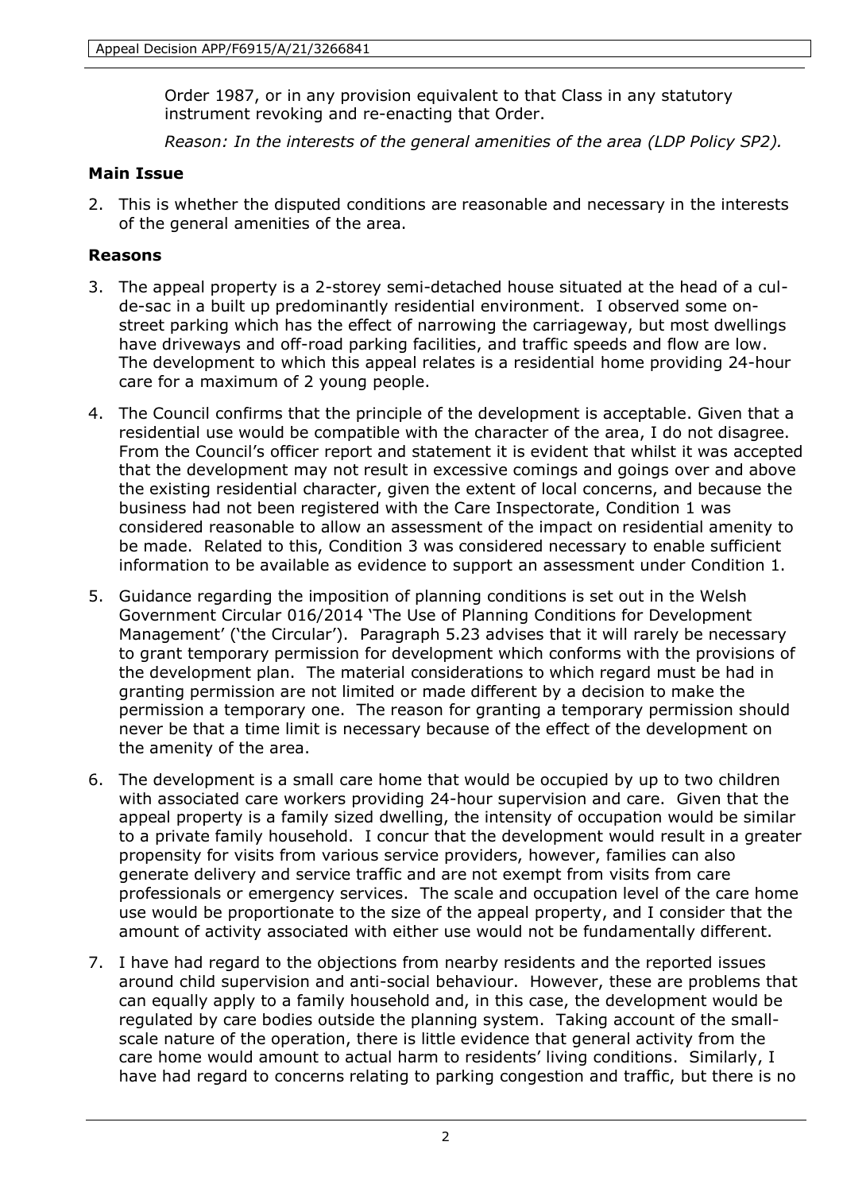Order 1987, or in any provision equivalent to that Class in any statutory instrument revoking and re-enacting that Order.

*Reason: In the interests of the general amenities of the area (LDP Policy SP2).*

### Main Issue

2. This is whether the disputed conditions are reasonable and necessary in the interests of the general amenities of the area.

### Reasons

3. The appeal property is a 2-storey semi-detached house situated at the head of a cul-de-sac in a built up predominantly residential environment. I observed some on-street parking which has the effect of narrowing the carriageway, but most dwellings have driveways and off-road parking facilities, and traffic speeds and flow are low. The development to which this appeal relates is a residential home providing 24-hour care for a maximum of 2 young people.

4. The Council confirms that the principle of the development is acceptable. Given that a residential use would be compatible with the character of the area, I do not disagree. From the Council's officer report and statement it is evident that whilst it was accepted that the development may not result in excessive comings and goings over and above the existing residential character, given the extent of local concerns, and because the business had not been registered with the Care Inspectorate, Condition 1 was considered reasonable to allow an assessment of the impact on residential amenity to be made. Related to this, Condition 3 was considered necessary to enable sufficient information to be available as evidence to support an assessment under Condition 1.

5. Guidance regarding the imposition of planning conditions is set out in the Welsh Government Circular 016/2014 'The Use of Planning Conditions for Development Management' ('the Circular'). Paragraph 5.23 advises that it will rarely be necessary to grant temporary permission for development which conforms with the provisions of the development plan. The material considerations to which regard must be had in granting permission are not limited or made different by a decision to make the permission a temporary one. The reason for granting a temporary permission should never be that a time limit is necessary because of the effect of the development on the amenity of the area.

6. The development is a small care home that would be occupied by up to two children with associated care workers providing 24-hour supervision and care. Given that the appeal property is a family sized dwelling, the intensity of occupation would be similar to a private family household. I concur that the development would result in a greater propensity for visits from various service providers, however, families can also generate delivery and service traffic and are not exempt from visits from care professionals or emergency services. The scale and occupation level of the care home use would be proportionate to the size of the appeal property, and I consider that the amount of activity associated with either use would not be fundamentally different.

7. I have had regard to the objections from nearby residents and the reported issues around child supervision and anti-social behaviour. However, these are problems that can equally apply to a family household and, in this case, the development would be regulated by care bodies outside the planning system. Taking account of the small-scale nature of the operation, there is little evidence that general activity from the care home would amount to actual harm to residents' living conditions. Similarly, I have had regard to concerns relating to parking congestion and traffic, but there is no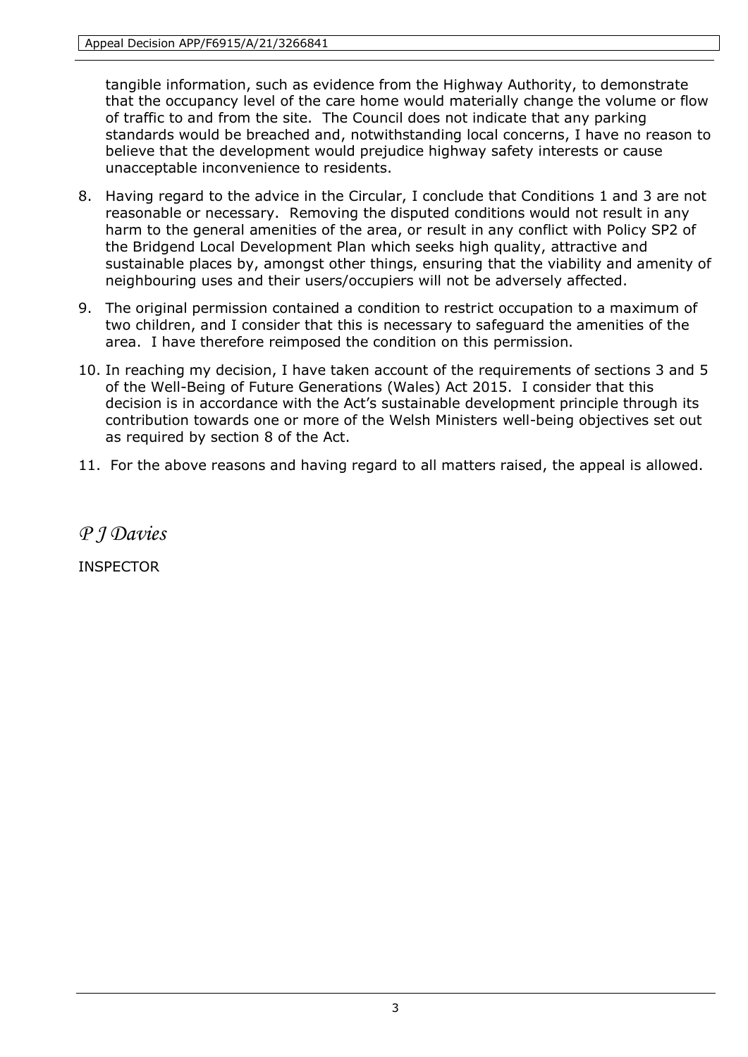tangible information, such as evidence from the Highway Authority, to demonstrate that the occupancy level of the care home would materially change the volume or flow of traffic to and from the site. The Council does not indicate that any parking standards would be breached and, notwithstanding local concerns, I have no reason to believe that the development would prejudice highway safety interests or cause unacceptable inconvenience to residents.

8. Having regard to the advice in the Circular, I conclude that Conditions 1 and 3 are not reasonable or necessary. Removing the disputed conditions would not result in any harm to the general amenities of the area, or result in any conflict with Policy SP2 of the Bridgend Local Development Plan which seeks high quality, attractive and sustainable places by, amongst other things, ensuring that the viability and amenity of neighbouring uses and their users/occupiers will not be adversely affected.

9. The original permission contained a condition to restrict occupation to a maximum of two children, and I consider that this is necessary to safeguard the amenities of the area. I have therefore reimposed the condition on this permission.

10. In reaching my decision, I have taken account of the requirements of sections 3 and 5 of the Well-Being of Future Generations (Wales) Act 2015. I consider that this decision is in accordance with the Act's sustainable development principle through its contribution towards one or more of the Welsh Ministers well-being objectives set out as required by section 8 of the Act.

11. For the above reasons and having regard to all matters raised, the appeal is allowed.

*P J Davies*

INSPECTOR